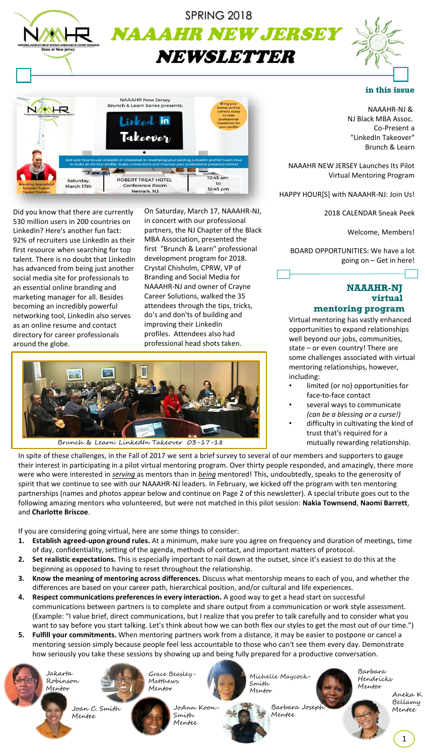SPRING 2018

# NAAAHR NEW JERSEY NEWSLETTER

## in this issue

NAAAHR-NJ & NJ Black MBA Assoc. Co-Present a "LinkedIn Takeover" Brunch & Learn

NAAAHR NEW JERSEY Launches Its Pilot Virtual Mentoring Program

HAPPY HOUR[S] with NAAAHR-NJ: Join Us!

2018 CALENDAR Sneak Peek

Welcome, Members!

BOARD OPPORTUNITIES: We have a lot going on – Get in here!

Did you know that there are currently 530 million users in 200 countries on LinkedIn? Here's another fun fact: 92% of recruiters use LinkedIn as their first resource when searching for top talent. There is no doubt that LinkedIn has advanced from being just another social media site for professionals to an essential online branding and marketing manager for all. Besides becoming an incredibly powerful networking tool, LinkedIn also serves as an online resume and contact directory for career professionals around the globe.

On Saturday, March 17, NAAAHR-NJ, in concert with our professional partners, the NJ Chapter of the Black MBA Association, presented the first "Brunch & Learn" professional development program for 2018. Crystal Chisholm, CPRW, VP of Branding and Social Media for NAAAHR-NJ and owner of Crayne Career Solutions, walked the 35 attendees through the tips, tricks, do's and don'ts of building and improving their LinkedIn profiles. Attendees also had professional head shots taken.

Brunch & Learn: LinkedIn Takeover 03-17-18

## NAAAHR-NJ virtual mentoring program

Virtual mentoring has vastly enhanced opportunities to expand relationships well beyond our jobs, communities, state – or even country! There are some challenges associated with virtual mentoring relationships, however, including:

- limited (or no) opportunities for face-to-face contact
- several ways to communicate *(can be a blessing or a curse!)*
- difficulty in cultivating the kind of trust that's required for a mutually rewarding relationship.

In spite of these challenges, in the Fall of 2017 we sent a brief survey to several of our members and supporters to gauge their interest in participating in a pilot virtual mentoring program. Over thirty people responded, and amazingly, there more were who were interested in *serving* as mentors than in *being* mentored! This, undoubtedly, speaks to the generosity of spirit that we continue to see with our NAAAHR-NJ leaders. In February, we kicked off the program with ten mentoring partnerships (names and photos appear below and continue on Page 2 of this newsletter). A special tribute goes out to the following amazing mentors who volunteered, but were not matched in this pilot session: **Nakia Townsend**, **Naomi Barrett**, and **Charlotte Briscoe**.

If you are considering going virtual, here are some things to consider:

1. **Establish agreed-upon ground rules.** At a minimum, make sure you agree on frequency and duration of meetings, time of day, confidentiality, setting of the agenda, methods of contact, and important matters of protocol.
2. **Set realistic expectations.** This is especially important to nail down at the outset, since it's easiest to do this at the beginning as opposed to having to reset throughout the relationship.
3. **Know the meaning of mentoring across differences.** Discuss what mentorship means to each of you, and whether the differences are based on your career path, hierarchical position, and/or cultural and life experiences.
4. **Respect communications preferences in every interaction.** A good way to get a head start on successful communications between partners is to complete and share output from a communication or work style assessment. (Example: "I value brief, direct communications, but I realize that you prefer to talk carefully and to consider what you want to say before you start talking. Let's think about how we can both flex our styles to get the most out of our time.")
5. **Fulfill your commitments.** When mentoring partners work from a distance, it may be easier to postpone or cancel a mentoring session simply because people feel less accountable to those who can't see them every day. Demonstrate how seriously you take these sessions by showing up and being fully prepared for a productive conversation.

Jakarta Robinson, Mentor — Joan C. Smith, Mentee

Grace Beasley-Matthews, Mentor — JoAnn Koon-Smith, Mentee

Michelle Maycock-Smith, Mentor — Barbara Joseph, Mentee

Barbara Hendricks, Mentor — Aneka K. Bellamy, Mentee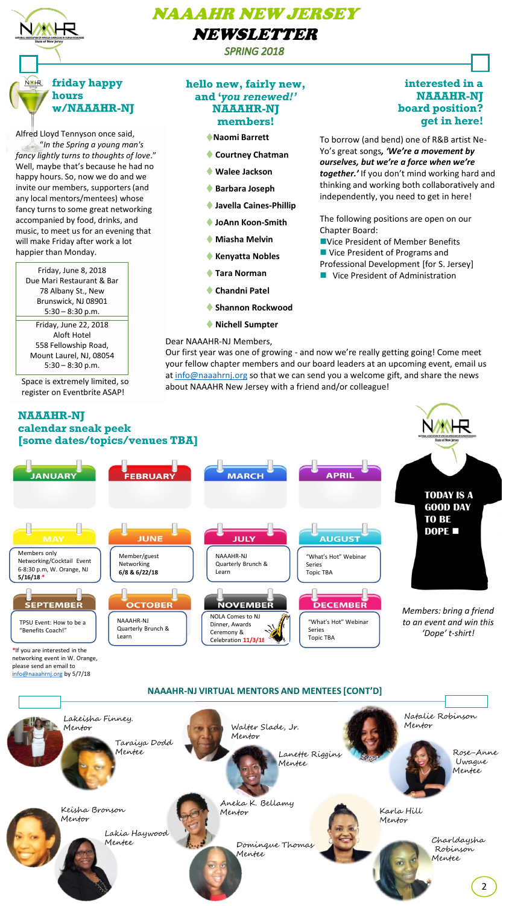# NAAAHR NEW JERSEY NEWSLETTER

*SPRING 2018*

## friday happy hours w/NAAAHR-NJ

Alfred Lloyd Tennyson once said, "*In the Spring a young man's fancy lightly turns to thoughts of love*." Well, maybe that's because he had no happy hours. So, now we do and we invite our members, supporters (and any local mentors/mentees) whose fancy turns to some great networking accompanied by food, drinks, and music, to meet us for an evening that will make Friday after work a lot happier than Monday.

Friday, June 8, 2018
Due Mari Restaurant & Bar
78 Albany St., New Brunswick, NJ 08901
5:30 – 8:30 p.m.

Friday, June 22, 2018
Aloft Hotel
558 Fellowship Road, Mount Laurel, NJ, 08054
5:30 – 8:30 p.m.

Space is extremely limited, so register on Eventbrite ASAP!

## hello new, fairly new, and '*you renewed!*' NAAAHR-NJ members!

- **Naomi Barrett**
- **Courtney Chatman**
- **Walee Jackson**
- **Barbara Joseph**
- **Javella Caines-Phillip**
- **JoAnn Koon-Smith**
- **Miasha Melvin**
- **Kenyatta Nobles**
- **Tara Norman**
- **Chandni Patel**
- **Shannon Rockwood**
- **Nichell Sumpter**

## interested in a NAAAHR-NJ board position? get in here!

To borrow (and bend) one of R&B artist Ne-Yo's great songs*, **'We're a movement by ourselves, but we're a force when we're together.'*** If you don't mind working hard and thinking and working both collaboratively and independently, you need to get in here!

The following positions are open on our Chapter Board:

- Vice President of Member Benefits
- Vice President of Programs and Professional Development [for S. Jersey]
- Vice President of Administration

Dear NAAAHR-NJ Members,

Our first year was one of growing - and now we're really getting going! Come meet your fellow chapter members and our board leaders at an upcoming event, email us at info@naaahrnj.org so that we can send you a welcome gift, and share the news about NAAAHR New Jersey with a friend and/or colleague!

## NAAAHR-NJ calendar sneak peek [some dates/topics/venues TBA]

JANUARY

FEBRUARY

MARCH

APRIL

MAY – Members only Networking/Cocktail Event 6-8:30 p.m, W. Orange, NJ **5/16/18** *

JUNE – Member/guest Networking **6/8 & 6/22/18**

JULY – NAAAHR-NJ Quarterly Brunch & Learn

AUGUST – "What's Hot" Webinar Series Topic TBA

SEPTEMBER – TPSU Event: How to be a "Benefits Coach!"

OCTOBER – NAAAHR-NJ Quarterly Brunch & Learn

NOVEMBER – NOLA Comes to NJ Dinner, Awards Ceremony & Celebration **11/3/18**

DECEMBER – "What's Hot" Webinar Series Topic TBA

*If you are interested in the networking event in W. Orange, please send an email to info@naaahrnj.org by 5/7/18

**TODAY IS A GOOD DAY TO BE DOPE**

*Members: bring a friend to an event and win this 'Dope' t-shirt!*

## NAAAHR-NJ VIRTUAL MENTORS AND MENTEES [CONT'D]

Lakeisha Finney, Mentor
Taraiya Dodd, Mentee

Walter Slade, Jr., Mentor
Lanette Riggins, Mentee

Natalie Robinson, Mentor
Rose-Anne Uwague, Mentee

Keisha Bronson, Mentor
Lakia Haywood, Mentee

Aneka K. Bellamy, Mentor
Dominque Thomas, Mentee

Karla Hill, Mentor
Charldaysha Robinson, Mentee